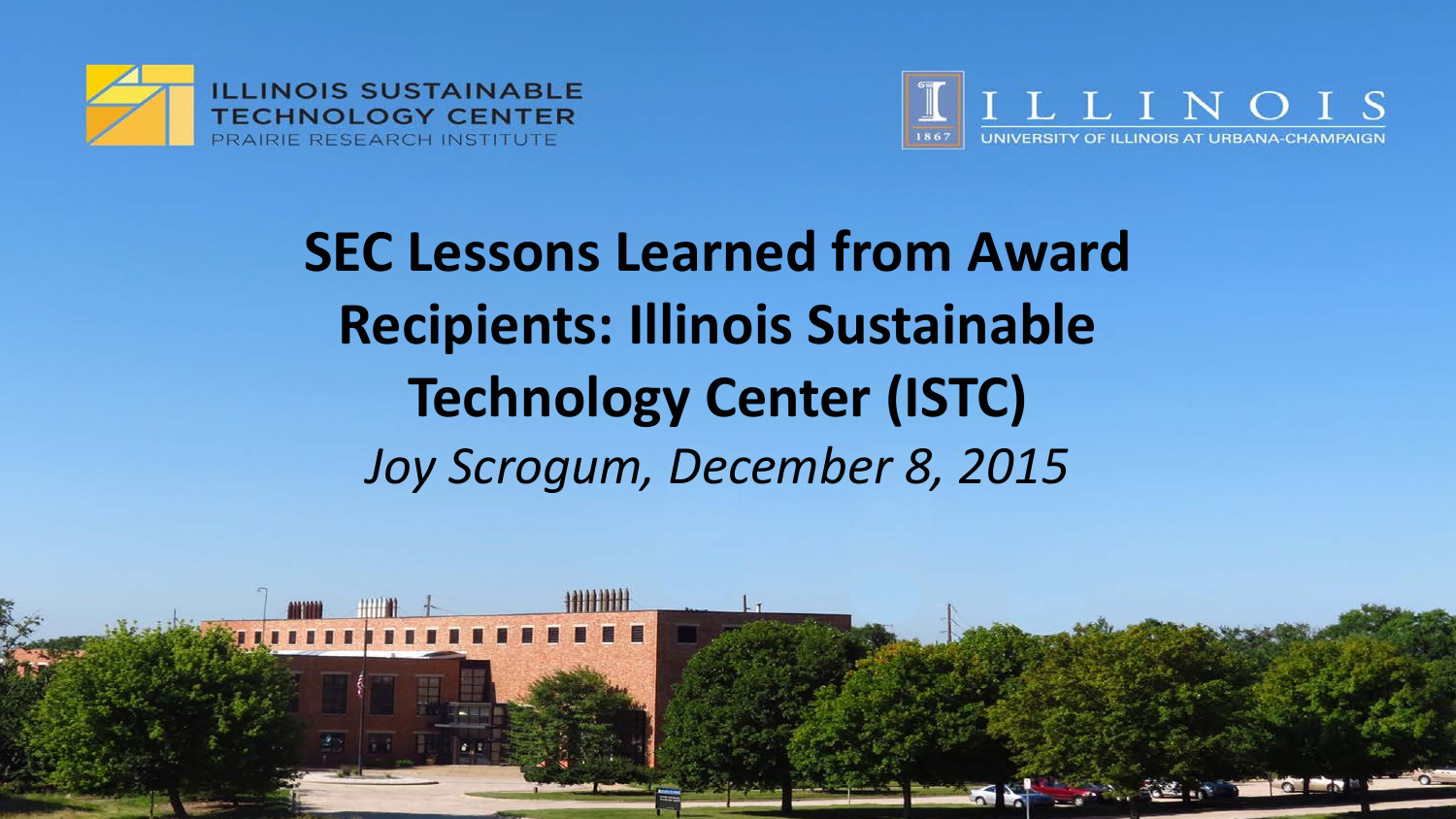ILLINOIS SUSTAINABLE TECHNOLOGY CENTER
PRAIRIE RESEARCH INSTITUTE

ILLINOIS
UNIVERSITY OF ILLINOIS AT URBANA-CHAMPAIGN

# SEC Lessons Learned from Award Recipients: Illinois Sustainable Technology Center (ISTC)

*Joy Scrogum, December 8, 2015*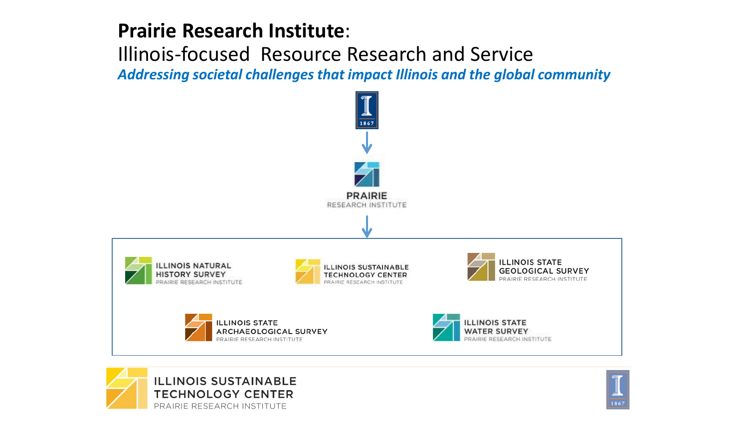**Prairie Research Institute**:

Illinois-focused Resource Research and Service

***Addressing societal challenges that impact Illinois and the global community***

1867

PRAIRIE
RESEARCH INSTITUTE

ILLINOIS NATURAL HISTORY SURVEY
PRAIRIE RESEARCH INSTITUTE

ILLINOIS SUSTAINABLE TECHNOLOGY CENTER
PRAIRIE RESEARCH INSTITUTE

ILLINOIS STATE GEOLOGICAL SURVEY
PRAIRIE RESEARCH INSTITUTE

ILLINOIS STATE ARCHAEOLOGICAL SURVEY
PRAIRIE RESEARCH INSTITUTE

ILLINOIS STATE WATER SURVEY
PRAIRIE RESEARCH INSTITUTE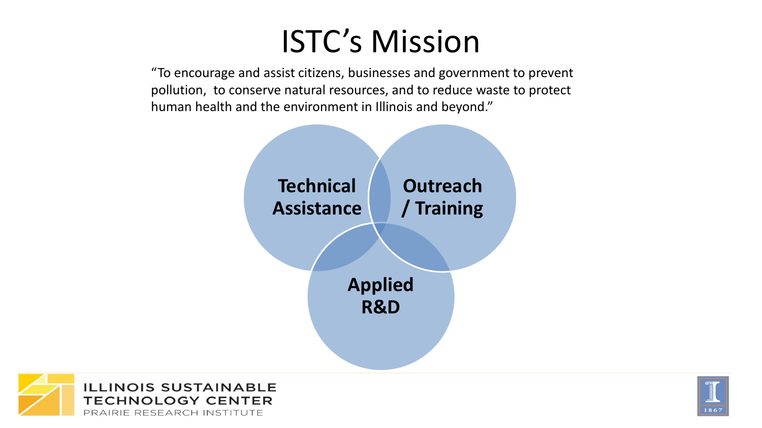# ISTC's Mission

"To encourage and assist citizens, businesses and government to prevent pollution, to conserve natural resources, and to reduce waste to protect human health and the environment in Illinois and beyond."

- **Technical Assistance**
- **Outreach / Training**
- **Applied R&D**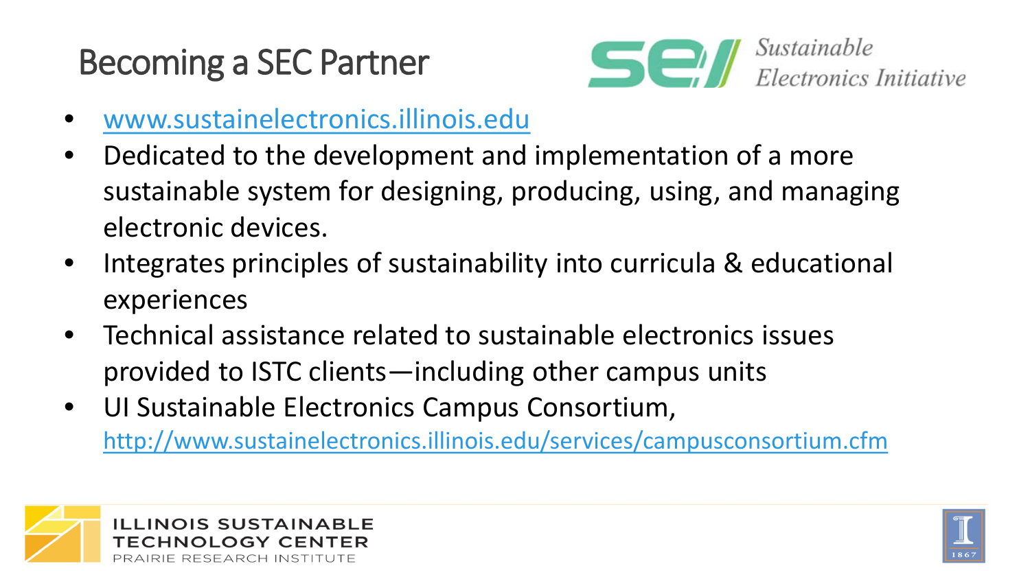# Becoming a SEC Partner

*Sustainable Electronics Initiative*

- www.sustainelectronics.illinois.edu
- Dedicated to the development and implementation of a more sustainable system for designing, producing, using, and managing electronic devices.
- Integrates principles of sustainability into curricula & educational experiences
- Technical assistance related to sustainable electronics issues provided to ISTC clients—including other campus units
- UI Sustainable Electronics Campus Consortium, http://www.sustainelectronics.illinois.edu/services/campusconsortium.cfm

ILLINOIS SUSTAINABLE TECHNOLOGY CENTER
PRAIRIE RESEARCH INSTITUTE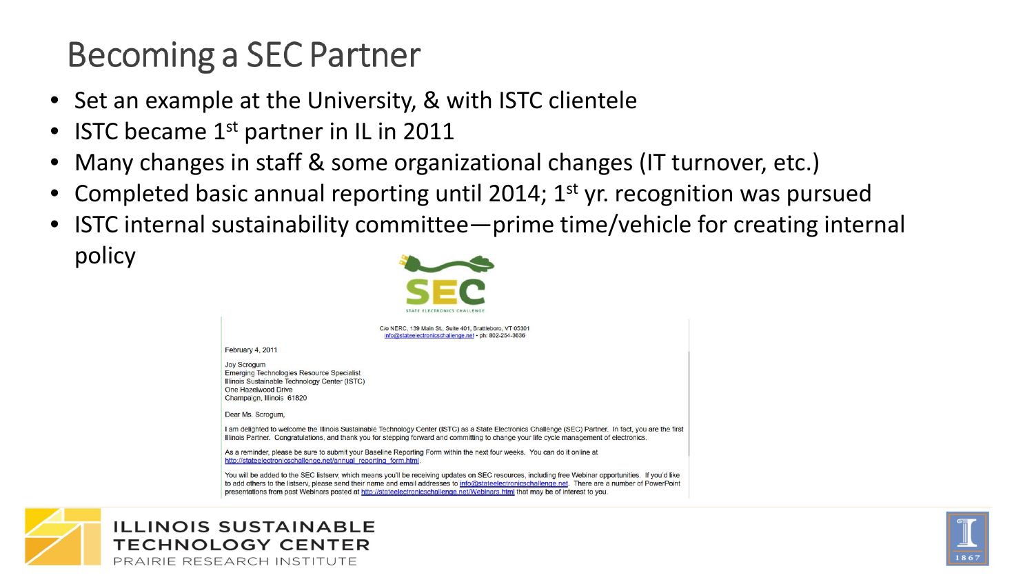# Becoming a SEC Partner

- Set an example at the University, & with ISTC clientele
- ISTC became 1st partner in IL in 2011
- Many changes in staff & some organizational changes (IT turnover, etc.)
- Completed basic annual reporting until 2014; 1st yr. recognition was pursued
- ISTC internal sustainability committee—prime time/vehicle for creating internal policy

SEC
STATE ELECTRONICS CHALLENGE

C/o NERC, 139 Main St., Suite 401, Brattleboro, VT 05301
info@stateelectronicschallenge.net - ph: 802-254-3636

February 4, 2011

Joy Scrogum
Emerging Technologies Resource Specialist
Illinois Sustainable Technology Center (ISTC)
One Hazelwood Drive
Champaign, Illinois 61820

Dear Ms. Scrogum,

I am delighted to welcome the Illinois Sustainable Technology Center (ISTC) as a State Electronics Challenge (SEC) Partner. In fact, you are the first Illinois Partner. Congratulations, and thank you for stepping forward and committing to change your life cycle management of electronics.

As a reminder, please be sure to submit your Baseline Reporting Form within the next four weeks. You can do it online at http://stateelectronicschallenge.net/annual_reporting_form.html.

You will be added to the SEC listserv, which means you'll be receiving updates on SEC resources, including free Webinar opportunities. If you'd like to add others to the listserv, please send their name and email addresses to info@stateelectronicschallenge.net. There are a number of PowerPoint presentations from past Webinars posted at http://stateelectronicschallenge.net/Webinars.html that may be of interest to you.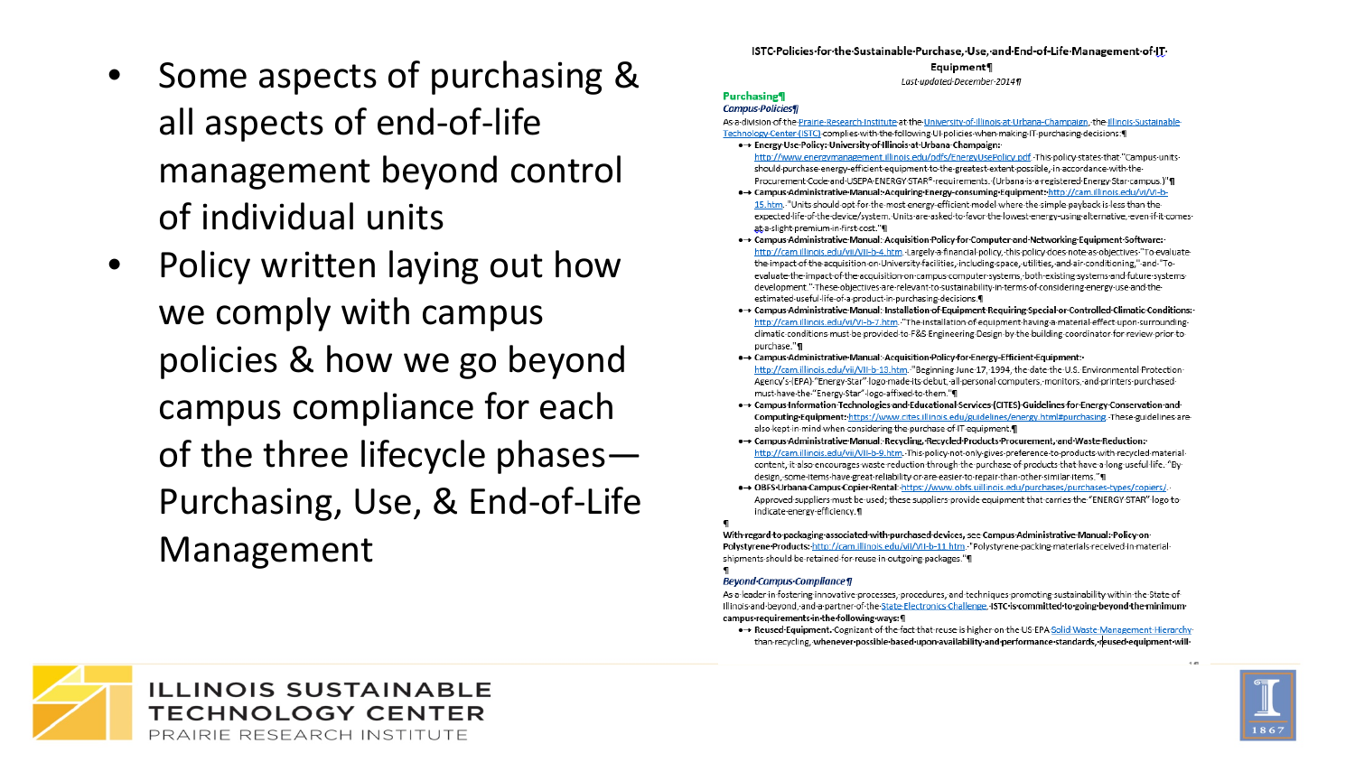- Some aspects of purchasing & all aspects of end-of-life management beyond control of individual units
- Policy written laying out how we comply with campus policies & how we go beyond campus compliance for each of the three lifecycle phases—Purchasing, Use, & End-of-Life Management

## ISTC Policies for the Sustainable Purchase, Use, and End-of-Life Management of IT Equipment

*Last updated December 2014*

### Purchasing

#### *Campus Policies*

As a division of the Prairie Research Institute at the University of Illinois at Urbana-Champaign, the Illinois Sustainable Technology Center (ISTC) complies with the following UI policies when making IT purchasing decisions:

- **Energy Use Policy: University of Illinois at Urbana-Champaign:** http://www.energymanagement.illinois.edu/pdfs/EnergyUsePolicy.pdf This policy states that "Campus units should purchase energy-efficient equipment to the greatest extent possible, in accordance with the Procurement Code and USEPA ENERGY STAR® requirements. (Urbana is a registered Energy Star campus.)"
- **Campus Administrative Manual: Acquiring Energy-consuming Equipment:** http://cam.illinois.edu/vi/VI-b-15.htm. "Units should opt for the most energy-efficient model where the simple payback is less than the expected life of the device/system. Units are asked to favor the lowest-energy-using alternative, even if it comes at a slight premium in first cost."
- **Campus Administrative Manual: Acquisition Policy for Computer and Networking Equipment Software:** http://cam.illinois.edu/vii/VII-b-4.htm. Largely a financial policy, this policy does note as objectives "To evaluate the impact of the acquisition on University facilities, including space, utilities, and air conditioning," and "To evaluate the impact of the acquisition on campus computer systems, both existing systems and future systems development." These objectives are relevant to sustainability in terms of considering energy use and the estimated useful life of a product in purchasing decisions.
- **Campus Administrative Manual: Installation of Equipment Requiring Special or Controlled Climatic Conditions:** http://cam.illinois.edu/vi/VI-b-7.htm. "The installation of equipment having a material effect upon surrounding climatic conditions must be provided to F&S Engineering Design by the building coordinator for review prior to purchase."
- **Campus Administrative Manual: Acquisition Policy for Energy-Efficient Equipment:** http://cam.illinois.edu/vii/VII-b-13.htm. "Beginning June 17, 1994, the date the U.S. Environmental Protection Agency's (EPA) "Energy Star" logo made its debut, all personal computers, monitors, and printers purchased must have the "Energy Star" logo affixed to them."
- **Campus Information Technologies and Educational Services (CITES) Guidelines for Energy Conservation and Computing Equipment:** https://www.cites.illinois.edu/guidelines/energy.html#purchasing. These guidelines are also kept in mind when considering the purchase of IT equipment.
- **Campus Administrative Manual: Recycling, Recycled Products Procurement, and Waste Reduction:** http://cam.illinois.edu/vii/VII-b-9.htm. This policy not only gives preference to products with recycled material content, it also encourages waste reduction through the purchase of products that have a long useful life. "By design, some items have great reliability or are easier to repair than other similar items."
- **OBFS Urbana Campus Copier Rental:** https://www.obfs.uillinois.edu/purchases/purchases-types/copiers/. Approved suppliers must be used; these suppliers provide equipment that carries the "ENERGY STAR" logo to indicate energy efficiency.

**With regard to packaging associated with purchased devices, see Campus Administrative Manual: Policy on Polystyrene Products:** http://cam.illinois.edu/vii/VII-b-11.htm. "Polystyrene packing materials received in material shipments should be retained for reuse in outgoing packages."

#### *Beyond Campus Compliance*

As a leader in fostering innovative processes, procedures, and techniques promoting sustainability within the State of Illinois and beyond, and a partner of the State Electronics Challenge, **ISTC is committed to going beyond the minimum campus requirements in the following ways:**

- **Reused Equipment.** Cognizant of the fact that reuse is higher on the US EPA Solid Waste Management Hierarchy than recycling, **whenever possible based upon availability and performance standards, reused equipment will**

ILLINOIS SUSTAINABLE TECHNOLOGY CENTER
PRAIRIE RESEARCH INSTITUTE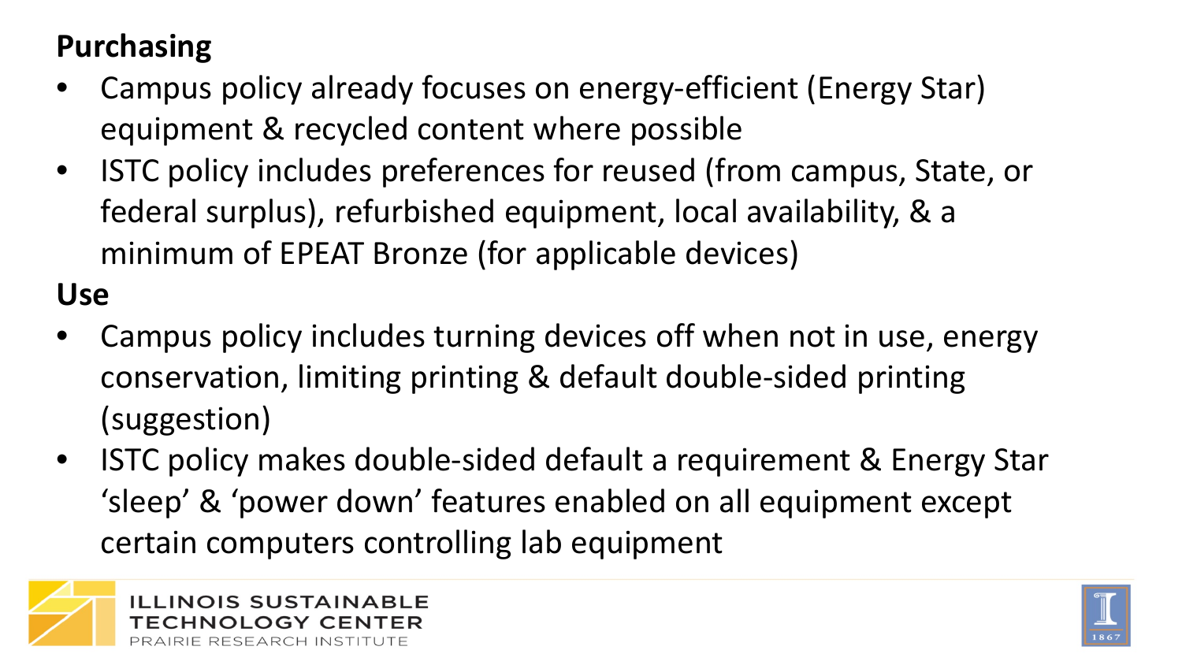**Purchasing**

- Campus policy already focuses on energy-efficient (Energy Star) equipment & recycled content where possible
- ISTC policy includes preferences for reused (from campus, State, or federal surplus), refurbished equipment, local availability, & a minimum of EPEAT Bronze (for applicable devices)

**Use**

- Campus policy includes turning devices off when not in use, energy conservation, limiting printing & default double-sided printing (suggestion)
- ISTC policy makes double-sided default a requirement & Energy Star 'sleep' & 'power down' features enabled on all equipment except certain computers controlling lab equipment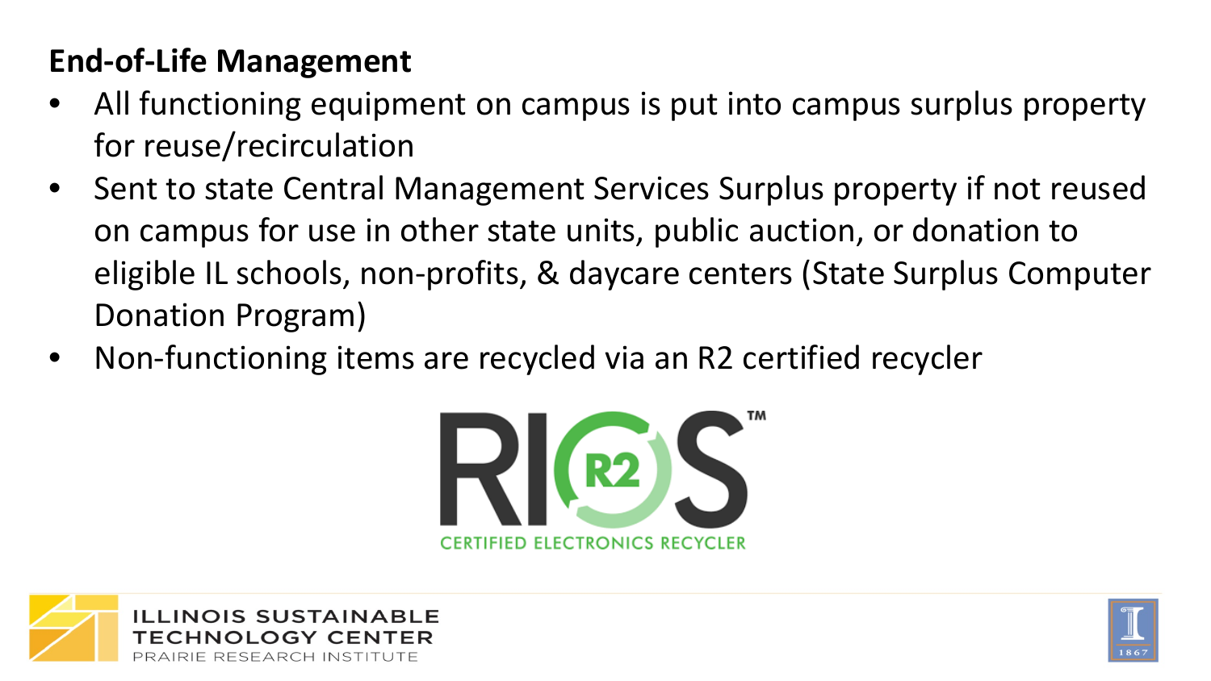## End-of-Life Management

- All functioning equipment on campus is put into campus surplus property for reuse/recirculation
- Sent to state Central Management Services Surplus property if not reused on campus for use in other state units, public auction, or donation to eligible IL schools, non-profits, & daycare centers (State Surplus Computer Donation Program)
- Non-functioning items are recycled via an R2 certified recycler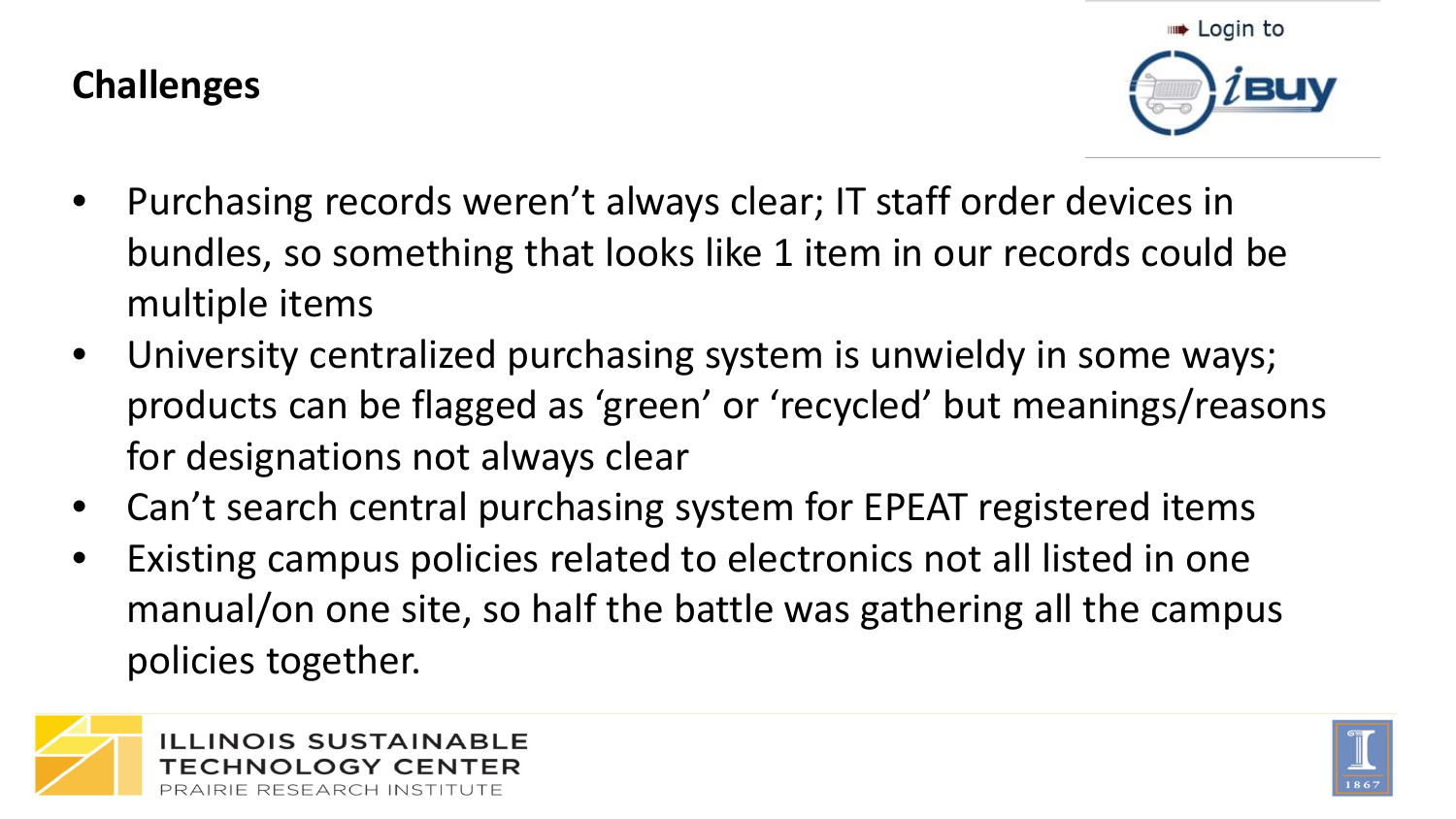## Challenges

- Purchasing records weren't always clear; IT staff order devices in bundles, so something that looks like 1 item in our records could be multiple items
- University centralized purchasing system is unwieldy in some ways; products can be flagged as 'green' or 'recycled' but meanings/reasons for designations not always clear
- Can't search central purchasing system for EPEAT registered items
- Existing campus policies related to electronics not all listed in one manual/on one site, so half the battle was gathering all the campus policies together.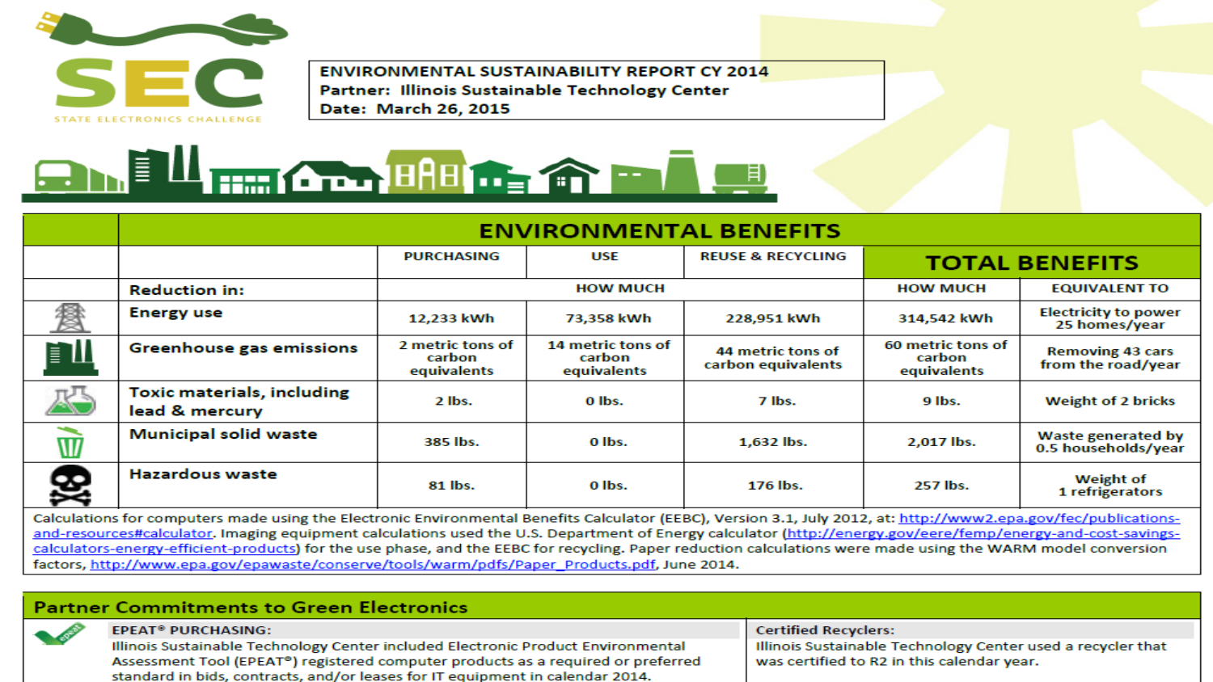SEC

STATE ELECTRONICS CHALLENGE

**ENVIRONMENTAL SUSTAINABILITY REPORT CY 2014**
**Partner: Illinois Sustainable Technology Center**
**Date: March 26, 2015**

| ENVIRONMENTAL BENEFITS | | | | | |
|---|---|---|---|---|---|
| | PURCHASING | USE | REUSE & RECYCLING | TOTAL BENEFITS | |
| **Reduction in:** | HOW MUCH | | | HOW MUCH | EQUIVALENT TO |
| **Energy use** | 12,233 kWh | 73,358 kWh | 228,951 kWh | 314,542 kWh | Electricity to power 25 homes/year |
| **Greenhouse gas emissions** | 2 metric tons of carbon equivalents | 14 metric tons of carbon equivalents | 44 metric tons of carbon equivalents | 60 metric tons of carbon equivalents | Removing 43 cars from the road/year |
| **Toxic materials, including lead & mercury** | 2 lbs. | 0 lbs. | 7 lbs. | 9 lbs. | Weight of 2 bricks |
| **Municipal solid waste** | 385 lbs. | 0 lbs. | 1,632 lbs. | 2,017 lbs. | Waste generated by 0.5 households/year |
| **Hazardous waste** | 81 lbs. | 0 lbs. | 176 lbs. | 257 lbs. | Weight of 1 refrigerators |

Calculations for computers made using the Electronic Environmental Benefits Calculator (EEBC), Version 3.1, July 2012, at: http://www2.epa.gov/fec/publications-and-resources#calculator. Imaging equipment calculations used the U.S. Department of Energy calculator (http://energy.gov/eere/femp/energy-and-cost-savings-calculators-energy-efficient-products) for the use phase, and the EEBC for recycling. Paper reduction calculations were made using the WARM model conversion factors, http://www.epa.gov/epawaste/conserve/tools/warm/pdfs/Paper_Products.pdf, June 2014.

## Partner Commitments to Green Electronics

**EPEAT® PURCHASING:**
Illinois Sustainable Technology Center included Electronic Product Environmental Assessment Tool (EPEAT®) registered computer products as a required or preferred standard in bids, contracts, and/or leases for IT equipment in calendar 2014.

**Certified Recyclers:**
Illinois Sustainable Technology Center used a recycler that was certified to R2 in this calendar year.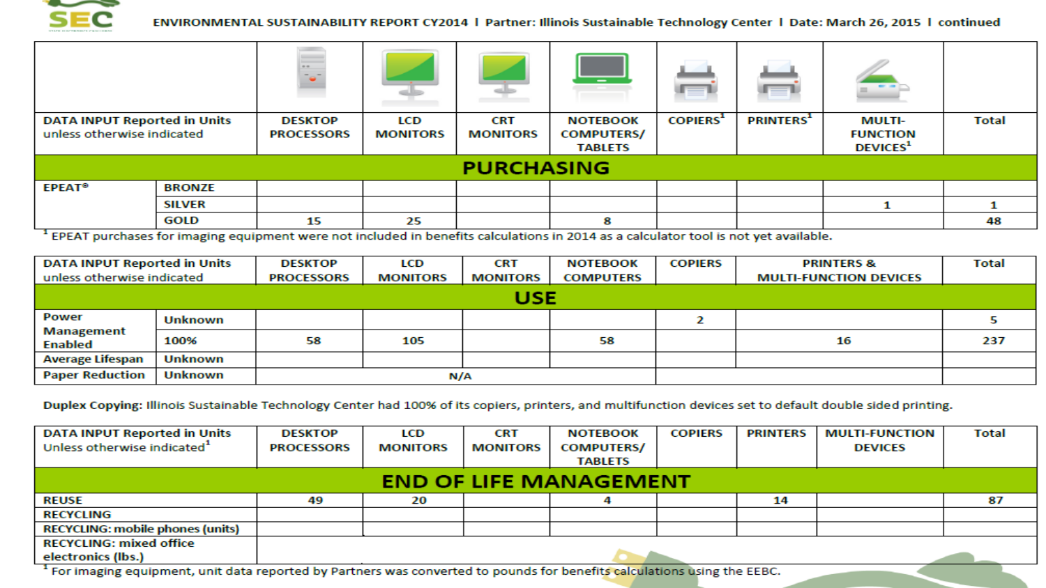| DATA INPUT Reported in Units unless otherwise indicated | | DESKTOP PROCESSORS | LCD MONITORS | CRT MONITORS | NOTEBOOK COMPUTERS/ TABLETS | COPIERS[1] | PRINTERS[1] | MULTI-FUNCTION DEVICES[1] | Total |
|---|---|---|---|---|---|---|---|---|---|
| **PURCHASING** | | | | | | | | | |
| EPEAT® | BRONZE | | | | | | | | |
| | SILVER | | | | | | | 1 | 1 |
| | GOLD | 15 | 25 | | 8 | | | | 48 |

[1] EPEAT purchases for imaging equipment were not included in benefits calculations in 2014 as a calculator tool is not yet available.

| DATA INPUT Reported in Units unless otherwise indicated | | DESKTOP PROCESSORS | LCD MONITORS | CRT MONITORS | NOTEBOOK COMPUTERS | COPIERS | PRINTERS & MULTI-FUNCTION DEVICES | Total |
|---|---|---|---|---|---|---|---|---|
| **USE** | | | | | | | | |
| Power Management Enabled | Unknown | | | | | 2 | | 5 |
| | 100% | 58 | 105 | | 58 | | 16 | 237 |
| Average Lifespan | Unknown | | | | | | | |
| Paper Reduction | Unknown | N/A | | | | | | |

Duplex Copying: Illinois Sustainable Technology Center had 100% of its copiers, printers, and multifunction devices set to default double sided printing.

| DATA INPUT Reported in Units Unless otherwise indicated[1] | DESKTOP PROCESSORS | LCD MONITORS | CRT MONITORS | NOTEBOOK COMPUTERS/ TABLETS | COPIERS | PRINTERS | MULTI-FUNCTION DEVICES | Total |
|---|---|---|---|---|---|---|---|---|
| **END OF LIFE MANAGEMENT** | | | | | | | | |
| REUSE | 49 | 20 | | 4 | | 14 | | 87 |
| RECYCLING | | | | | | | | |
| RECYCLING: mobile phones (units) | | | | | | | | |
| RECYCLING: mixed office electronics (lbs.) | | | | | | | | |

[1] For imaging equipment, unit data reported by Partners was converted to pounds for benefits calculations using the EEBC.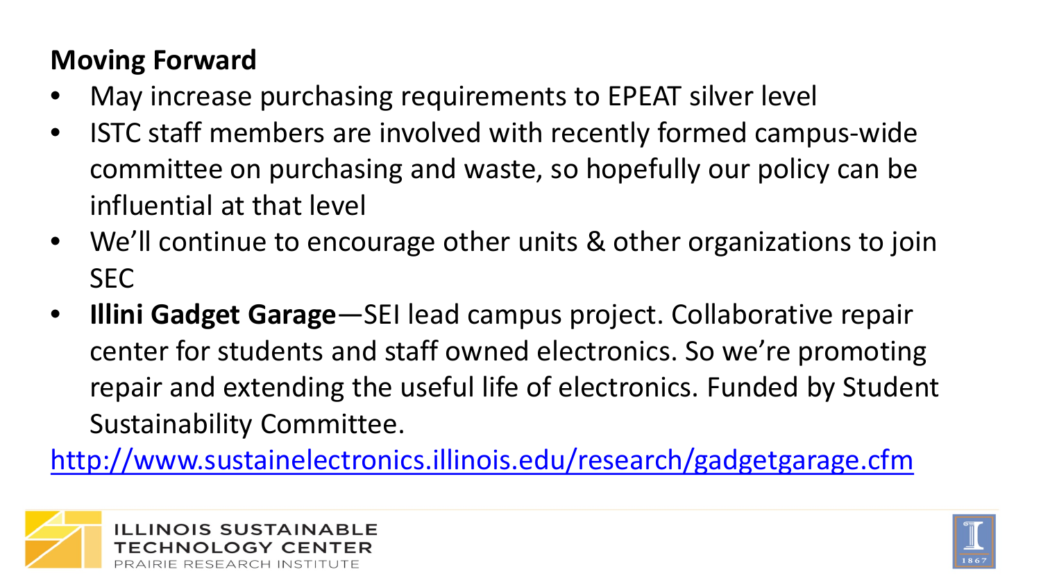## Moving Forward

- May increase purchasing requirements to EPEAT silver level
- ISTC staff members are involved with recently formed campus-wide committee on purchasing and waste, so hopefully our policy can be influential at that level
- We'll continue to encourage other units & other organizations to join SEC
- **Illini Gadget Garage**—SEI lead campus project. Collaborative repair center for students and staff owned electronics. So we're promoting repair and extending the useful life of electronics. Funded by Student Sustainability Committee.

http://www.sustainelectronics.illinois.edu/research/gadgetgarage.cfm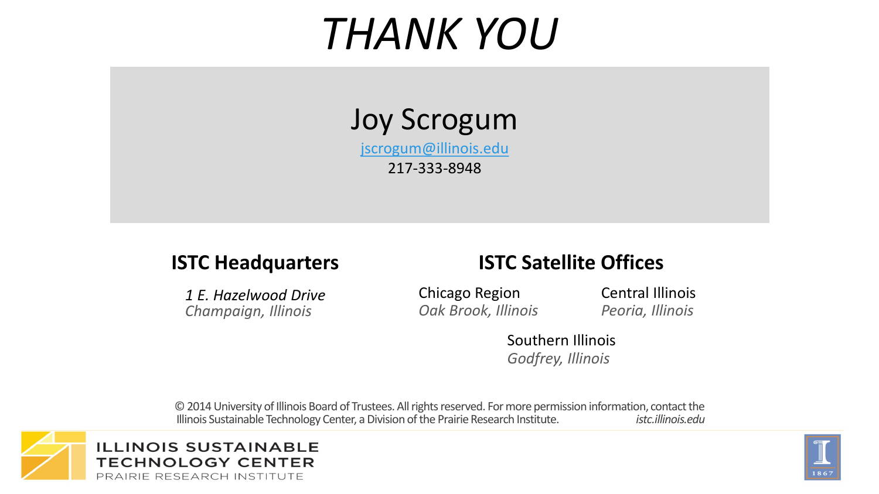# *THANK YOU*

## Joy Scrogum

jscrogum@illinois.edu

217-333-8948

### ISTC Headquarters

*1 E. Hazelwood Drive*
*Champaign, Illinois*

### ISTC Satellite Offices

Chicago Region
*Oak Brook, Illinois*

Central Illinois
*Peoria, Illinois*

Southern Illinois
*Godfrey, Illinois*

© 2014 University of Illinois Board of Trustees. All rights reserved. For more permission information, contact the Illinois Sustainable Technology Center, a Division of the Prairie Research Institute. *istc.illinois.edu*

ILLINOIS SUSTAINABLE TECHNOLOGY CENTER
PRAIRIE RESEARCH INSTITUTE

1867